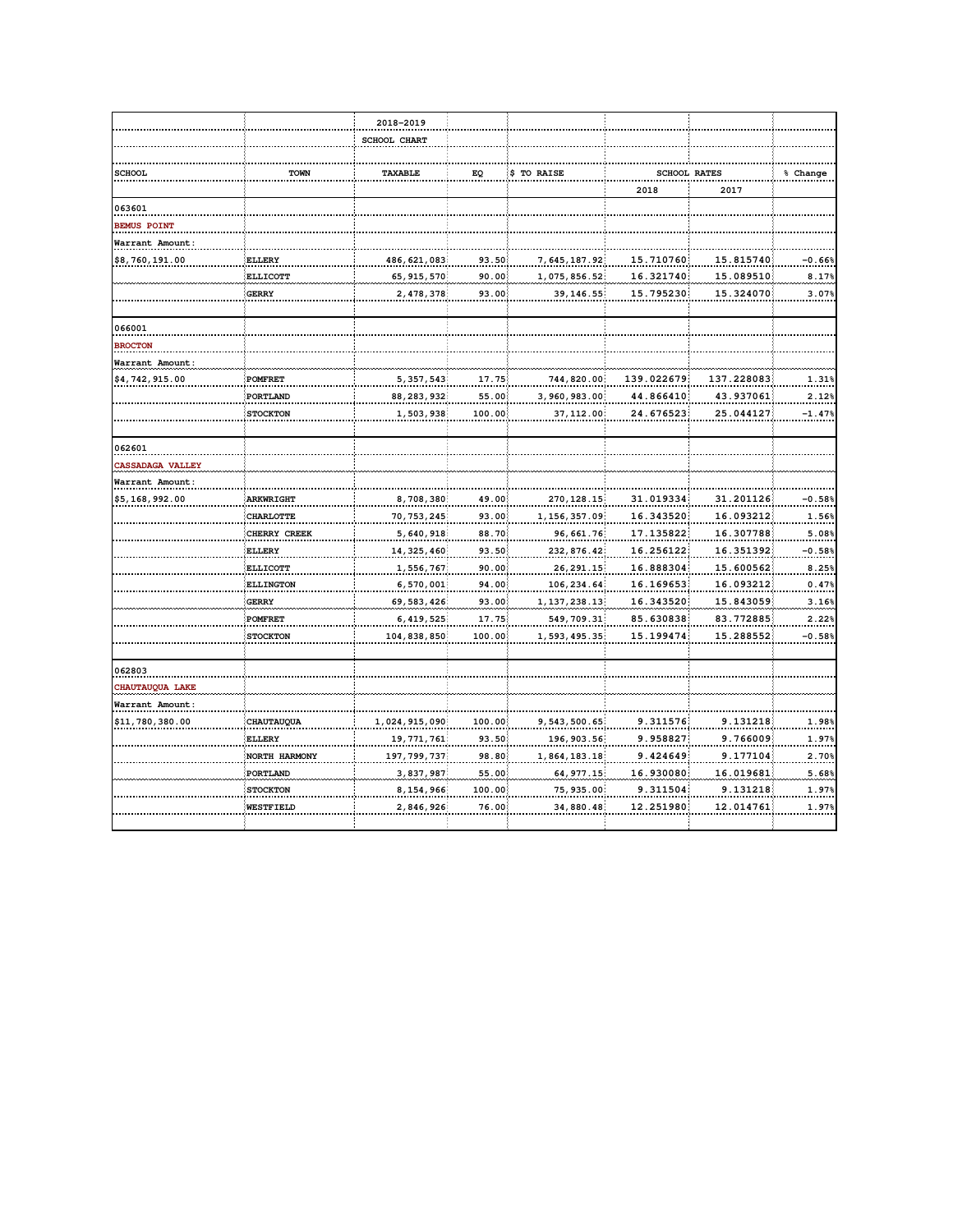| | | 2018-2019 | | | | | |
|---|---|---|---|---|---|---|---|
| | | SCHOOL CHART | | | | | |
| SCHOOL | TOWN | TAXABLE | EQ | $ TO RAISE | SCHOOL RATES | | % Change |
| | | | | | 2018 | 2017 | |
| 063601 | | | | | | | |
| BEMUS POINT | | | | | | | |
| Warrant Amount: | | | | | | | |
| $8,760,191.00 | ELLERY | 486,621,083 | 93.50 | 7,645,187.92 | 15.710760 | 15.815740 | -0.66% |
| | ELLICOTT | 65,915,570 | 90.00 | 1,075,856.52 | 16.321740 | 15.089510 | 8.17% |
| | GERRY | 2,478,378 | 93.00 | 39,146.55 | 15.795230 | 15.324070 | 3.07% |
| | | | | | | | |
| 066001 | | | | | | | |
| BROCTON | | | | | | | |
| Warrant Amount: | | | | | | | |
| $4,742,915.00 | POMFRET | 5,357,543 | 17.75 | 744,820.00 | 139.022679 | 137.228083 | 1.31% |
| | PORTLAND | 88,283,932 | 55.00 | 3,960,983.00 | 44.866410 | 43.937061 | 2.12% |
| | STOCKTON | 1,503,938 | 100.00 | 37,112.00 | 24.676523 | 25.044127 | -1.47% |
| | | | | | | | |
| 062601 | | | | | | | |
| CASSADAGA VALLEY | | | | | | | |
| Warrant Amount: | | | | | | | |
| $5,168,992.00 | ARKWRIGHT | 8,708,380 | 49.00 | 270,128.15 | 31.019334 | 31.201126 | -0.58% |
| | CHARLOTTE | 70,753,245 | 93.00 | 1,156,357.09 | 16.343520 | 16.093212 | 1.56% |
| | CHERRY CREEK | 5,640,918 | 88.70 | 96,661.76 | 17.135822 | 16.307788 | 5.08% |
| | ELLERY | 14,325,460 | 93.50 | 232,876.42 | 16.256122 | 16.351392 | -0.58% |
| | ELLICOTT | 1,556,767 | 90.00 | 26,291.15 | 16.888304 | 15.600562 | 8.25% |
| | ELLINGTON | 6,570,001 | 94.00 | 106,234.64 | 16.169653 | 16.093212 | 0.47% |
| | GERRY | 69,583,426 | 93.00 | 1,137,238.13 | 16.343520 | 15.843059 | 3.16% |
| | POMFRET | 6,419,525 | 17.75 | 549,709.31 | 85.630838 | 83.772885 | 2.22% |
| | STOCKTON | 104,838,850 | 100.00 | 1,593,495.35 | 15.199474 | 15.288552 | -0.58% |
| | | | | | | | |
| 062803 | | | | | | | |
| CHAUTAUQUA LAKE | | | | | | | |
| Warrant Amount: | | | | | | | |
| $11,780,380.00 | CHAUTAUQUA | 1,024,915,090 | 100.00 | 9,543,500.65 | 9.311576 | 9.131218 | 1.98% |
| | ELLERY | 19,771,761 | 93.50 | 196,903.56 | 9.958827 | 9.766009 | 1.97% |
| | NORTH HARMONY | 197,799,737 | 98.80 | 1,864,183.18 | 9.424649 | 9.177104 | 2.70% |
| | PORTLAND | 3,837,987 | 55.00 | 64,977.15 | 16.930080 | 16.019681 | 5.68% |
| | STOCKTON | 8,154,966 | 100.00 | 75,935.00 | 9.311504 | 9.131218 | 1.97% |
| | WESTFIELD | 2,846,926 | 76.00 | 34,880.48 | 12.251980 | 12.014761 | 1.97% |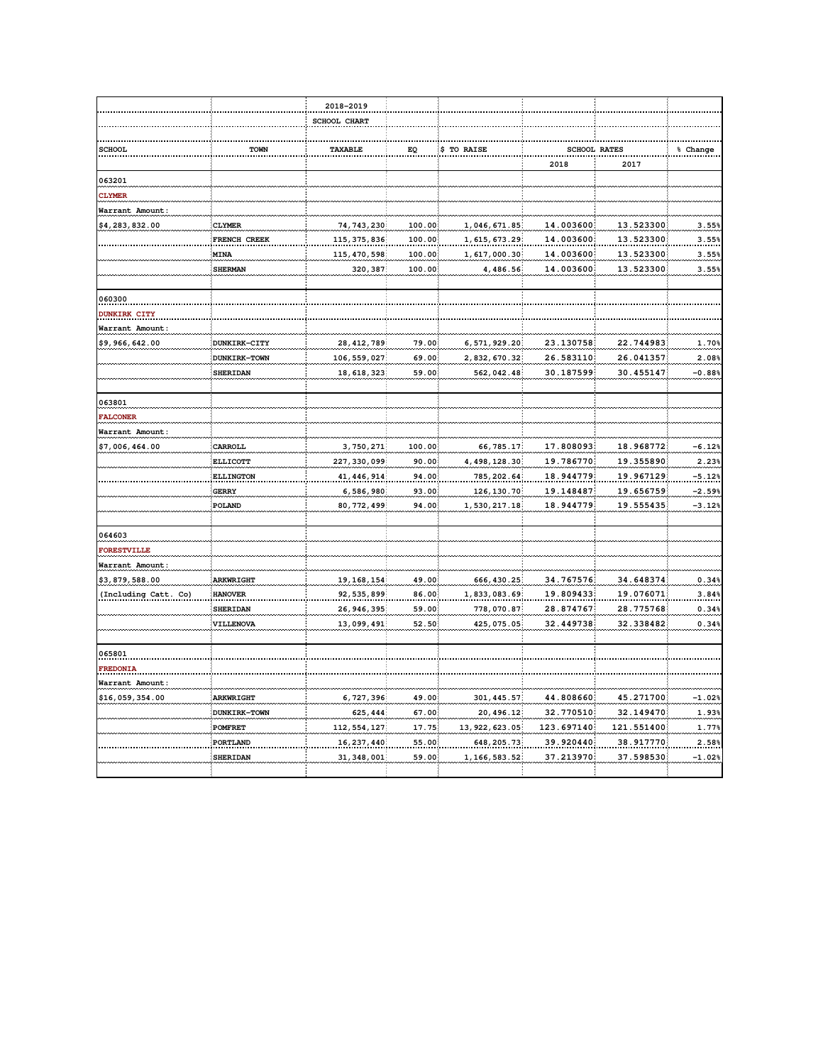| | | 2018-2019 | | | | | |
|---|---|---|---|---|---|---|---|
| | | SCHOOL CHART | | | | | |
| SCHOOL | TOWN | TAXABLE | EQ | $ TO RAISE | SCHOOL RATES | | % Change |
| | | | | | 2018 | 2017 | |
| 063201 | | | | | | | |
| CLYMER | | | | | | | |
| Warrant Amount: | | | | | | | |
| $4,283,832.00 | CLYMER | 74,743,230 | 100.00 | 1,046,671.85 | 14.003600 | 13.523300 | 3.55% |
| | FRENCH CREEK | 115,375,836 | 100.00 | 1,615,673.29 | 14.003600 | 13.523300 | 3.55% |
| | MINA | 115,470,598 | 100.00 | 1,617,000.30 | 14.003600 | 13.523300 | 3.55% |
| | SHERMAN | 320,387 | 100.00 | 4,486.56 | 14.003600 | 13.523300 | 3.55% |
| | | | | | | | |
| 060300 | | | | | | | |
| DUNKIRK CITY | | | | | | | |
| Warrant Amount: | | | | | | | |
| $9,966,642.00 | DUNKIRK-CITY | 28,412,789 | 79.00 | 6,571,929.20 | 23.130758 | 22.744983 | 1.70% |
| | DUNKIRK-TOWN | 106,559,027 | 69.00 | 2,832,670.32 | 26.583110 | 26.041357 | 2.08% |
| | SHERIDAN | 18,618,323 | 59.00 | 562,042.48 | 30.187599 | 30.455147 | -0.88% |
| | | | | | | | |
| 063801 | | | | | | | |
| FALCONER | | | | | | | |
| Warrant Amount: | | | | | | | |
| $7,006,464.00 | CARROLL | 3,750,271 | 100.00 | 66,785.17 | 17.808093 | 18.968772 | -6.12% |
| | ELLICOTT | 227,330,099 | 90.00 | 4,498,128.30 | 19.786770 | 19.355890 | 2.23% |
| | ELLINGTON | 41,446,914 | 94.00 | 785,202.64 | 18.944779 | 19.967129 | -5.12% |
| | GERRY | 6,586,980 | 93.00 | 126,130.70 | 19.148487 | 19.656759 | -2.59% |
| | POLAND | 80,772,499 | 94.00 | 1,530,217.18 | 18.944779 | 19.555435 | -3.12% |
| | | | | | | | |
| 064603 | | | | | | | |
| FORESTVILLE | | | | | | | |
| Warrant Amount: | | | | | | | |
| $3,879,588.00 | ARKWRIGHT | 19,168,154 | 49.00 | 666,430.25 | 34.767576 | 34.648374 | 0.34% |
| (Including Catt. Co) | HANOVER | 92,535,899 | 86.00 | 1,833,083.69 | 19.809433 | 19.076071 | 3.84% |
| | SHERIDAN | 26,946,395 | 59.00 | 778,070.87 | 28.874767 | 28.775768 | 0.34% |
| | VILLENOVA | 13,099,491 | 52.50 | 425,075.05 | 32.449738 | 32.338482 | 0.34% |
| | | | | | | | |
| 065801 | | | | | | | |
| FREDONIA | | | | | | | |
| Warrant Amount: | | | | | | | |
| $16,059,354.00 | ARKWRIGHT | 6,727,396 | 49.00 | 301,445.57 | 44.808660 | 45.271700 | -1.02% |
| | DUNKIRK-TOWN | 625,444 | 67.00 | 20,496.12 | 32.770510 | 32.149470 | 1.93% |
| | POMFRET | 112,554,127 | 17.75 | 13,922,623.05 | 123.697140 | 121.551400 | 1.77% |
| | PORTLAND | 16,237,440 | 55.00 | 648,205.73 | 39.920440 | 38.917770 | 2.58% |
| | SHERIDAN | 31,348,001 | 59.00 | 1,166,583.52 | 37.213970 | 37.598530 | -1.02% |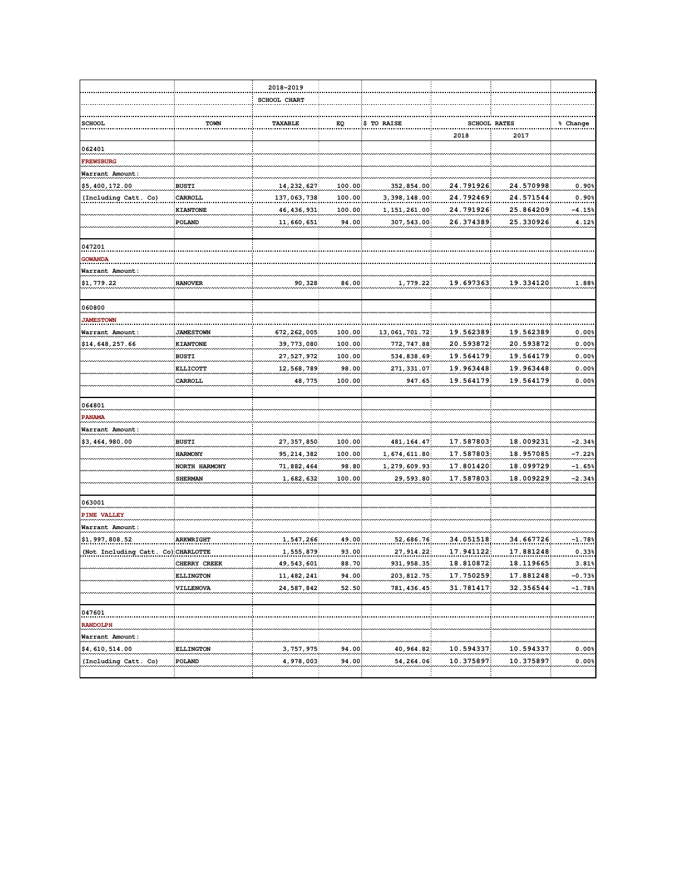| | | 2018-2019 | | | | | |
|---|---|---|---|---|---|---|---|
| | | SCHOOL CHART | | | | | |
| SCHOOL | TOWN | TAXABLE | EQ | $ TO RAISE | SCHOOL RATES | | % Change |
| | | | | | 2018 | 2017 | |
| 062401 | | | | | | | |
| FREWSBURG | | | | | | | |
| Warrant Amount: | | | | | | | |
| $5,400,172.00 | BUSTI | 14,232,627 | 100.00 | 352,854.00 | 24.791926 | 24.570998 | 0.90% |
| (Including Catt. Co) | CARROLL | 137,063,738 | 100.00 | 3,398,148.00 | 24.792469 | 24.571544 | 0.90% |
| | KIANTONE | 46,436,931 | 100.00 | 1,151,261.00 | 24.791926 | 25.864209 | -4.15% |
| | POLAND | 11,660,651 | 94.00 | 307,543.00 | 26.374389 | 25.330926 | 4.12% |
| 047201 | | | | | | | |
| GOWANDA | | | | | | | |
| Warrant Amount: | | | | | | | |
| $1,779.22 | HANOVER | 90,328 | 86.00 | 1,779.22 | 19.697363 | 19.334120 | 1.88% |
| 060800 | | | | | | | |
| JAMESTOWN | | | | | | | |
| Warrant Amount: | JAMESTOWN | 672,262,005 | 100.00 | 13,061,701.72 | 19.562389 | 19.562389 | 0.00% |
| $14,648,257.66 | KIANTONE | 39,773,080 | 100.00 | 772,747.88 | 20.593872 | 20.593872 | 0.00% |
| | BUSTI | 27,527,972 | 100.00 | 534,838.69 | 19.564179 | 19.564179 | 0.00% |
| | ELLICOTT | 12,568,789 | 98.00 | 271,331.07 | 19.963448 | 19.963448 | 0.00% |
| | CARROLL | 48,775 | 100.00 | 947.65 | 19.564179 | 19.564179 | 0.00% |
| 064801 | | | | | | | |
| PANAMA | | | | | | | |
| Warrant Amount: | | | | | | | |
| $3,464,980.00 | BUSTI | 27,357,850 | 100.00 | 481,164.47 | 17.587803 | 18.009231 | -2.34% |
| | HARMONY | 95,214,382 | 100.00 | 1,674,611.80 | 17.587803 | 18.957085 | -7.22% |
| | NORTH HARMONY | 71,882,464 | 98.80 | 1,279,609.93 | 17.801420 | 18.099729 | -1.65% |
| | SHERMAN | 1,682,632 | 100.00 | 29,593.80 | 17.587803 | 18.009229 | -2.34% |
| 063001 | | | | | | | |
| PINE VALLEY | | | | | | | |
| Warrant Amount: | | | | | | | |
| $1,997,808.52 | ARKWRIGHT | 1,547,266 | 49.00 | 52,686.76 | 34.051518 | 34.667726 | -1.78% |
| (Not Including Catt. Co) | CHARLOTTE | 1,555,879 | 93.00 | 27,914.22 | 17.941122 | 17.881248 | 0.33% |
| | CHERRY CREEK | 49,543,601 | 88.70 | 931,958.35 | 18.810872 | 18.119665 | 3.81% |
| | ELLINGTON | 11,482,241 | 94.00 | 203,812.75 | 17.750259 | 17.881248 | -0.73% |
| | VILLENOVA | 24,587,842 | 52.50 | 781,436.45 | 31.781417 | 32.356544 | -1.78% |
| 047601 | | | | | | | |
| RANDOLPH | | | | | | | |
| Warrant Amount: | | | | | | | |
| $4,610,514.00 | ELLINGTON | 3,757,975 | 94.00 | 40,964.82 | 10.594337 | 10.594337 | 0.00% |
| (Including Catt. Co) | POLAND | 4,978,003 | 94.00 | 54,264.06 | 10.375897 | 10.375897 | 0.00% |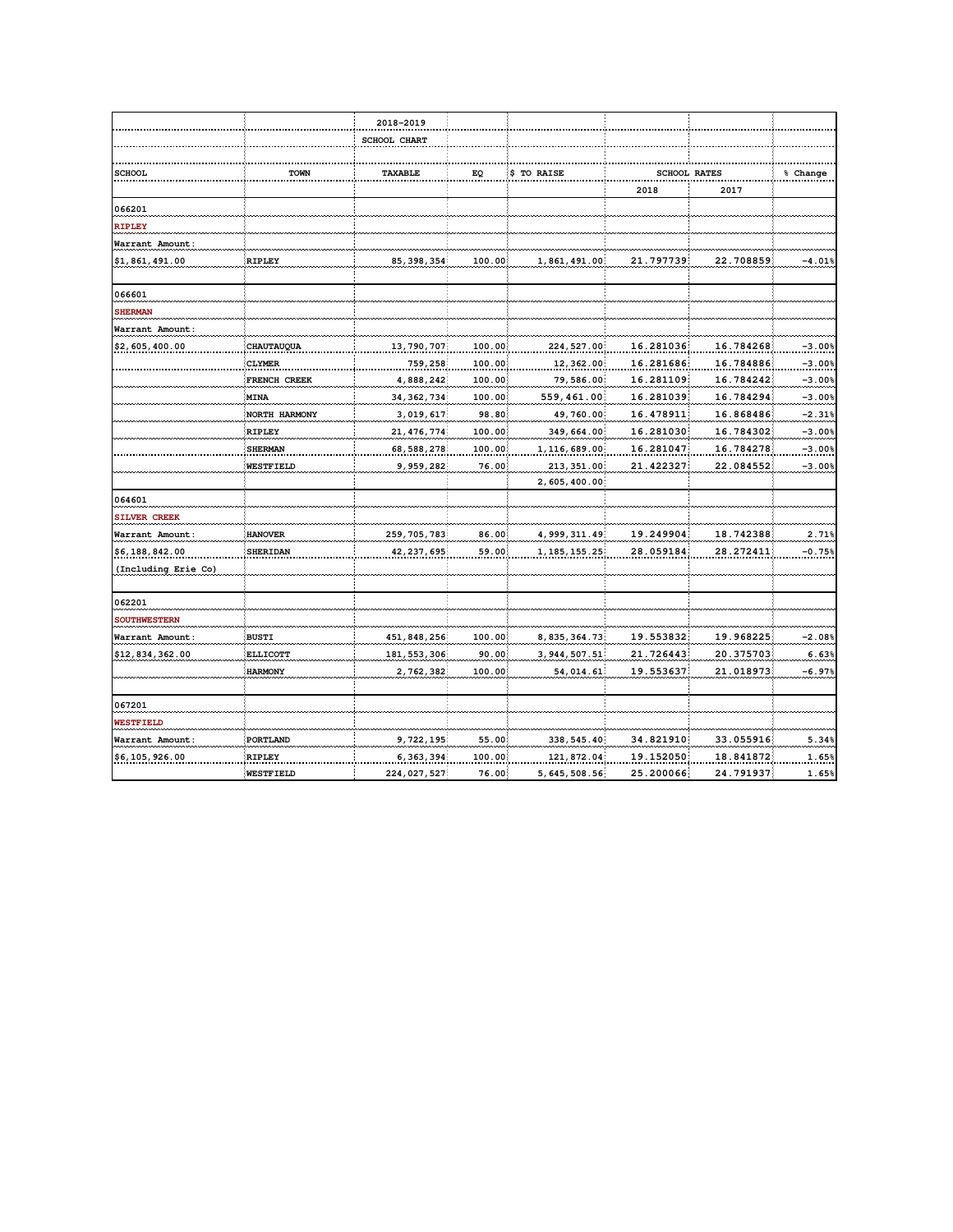| | | 2018-2019 | | | | | |
|---|---|---|---|---|---|---|---|
| | | SCHOOL CHART | | | | | |
| SCHOOL | TOWN | TAXABLE | EQ | $ TO RAISE | SCHOOL RATES | | % Change |
| | | | | | 2018 | 2017 | |
| 066201 | | | | | | | |
| RIPLEY | | | | | | | |
| Warrant Amount: | | | | | | | |
| $1,861,491.00 | RIPLEY | 85,398,354 | 100.00 | 1,861,491.00 | 21.797739 | 22.708859 | -4.01% |
| | | | | | | | |
| 066601 | | | | | | | |
| SHERMAN | | | | | | | |
| Warrant Amount: | | | | | | | |
| $2,605,400.00 | CHAUTAUQUA | 13,790,707 | 100.00 | 224,527.00 | 16.281036 | 16.784268 | -3.00% |
| | CLYMER | 759,258 | 100.00 | 12,362.00 | 16.281686 | 16.784886 | -3.00% |
| | FRENCH CREEK | 4,888,242 | 100.00 | 79,586.00 | 16.281109 | 16.784242 | -3.00% |
| | MINA | 34,362,734 | 100.00 | 559,461.00 | 16.281039 | 16.784294 | -3.00% |
| | NORTH HARMONY | 3,019,617 | 98.80 | 49,760.00 | 16.478911 | 16.868486 | -2.31% |
| | RIPLEY | 21,476,774 | 100.00 | 349,664.00 | 16.281030 | 16.784302 | -3.00% |
| | SHERMAN | 68,588,278 | 100.00 | 1,116,689.00 | 16.281047 | 16.784278 | -3.00% |
| | WESTFIELD | 9,959,282 | 76.00 | 213,351.00 | 21.422327 | 22.084552 | -3.00% |
| | | | | 2,605,400.00 | | | |
| 064601 | | | | | | | |
| SILVER CREEK | | | | | | | |
| Warrant Amount: | HANOVER | 259,705,783 | 86.00 | 4,999,311.49 | 19.249904 | 18.742388 | 2.71% |
| $6,188,842.00 | SHERIDAN | 42,237,695 | 59.00 | 1,185,155.25 | 28.059184 | 28.272411 | -0.75% |
| (Including Erie Co) | | | | | | | |
| | | | | | | | |
| 062201 | | | | | | | |
| SOUTHWESTERN | | | | | | | |
| Warrant Amount: | BUSTI | 451,848,256 | 100.00 | 8,835,364.73 | 19.553832 | 19.968225 | -2.08% |
| $12,834,362.00 | ELLICOTT | 181,553,306 | 90.00 | 3,944,507.51 | 21.726443 | 20.375703 | 6.63% |
| | HARMONY | 2,762,382 | 100.00 | 54,014.61 | 19.553637 | 21.018973 | -6.97% |
| | | | | | | | |
| 067201 | | | | | | | |
| WESTFIELD | | | | | | | |
| Warrant Amount: | PORTLAND | 9,722,195 | 55.00 | 338,545.40 | 34.821910 | 33.055916 | 5.34% |
| $6,105,926.00 | RIPLEY | 6,363,394 | 100.00 | 121,872.04 | 19.152050 | 18.841872 | 1.65% |
| | WESTFIELD | 224,027,527 | 76.00 | 5,645,508.56 | 25.200066 | 24.791937 | 1.65% |